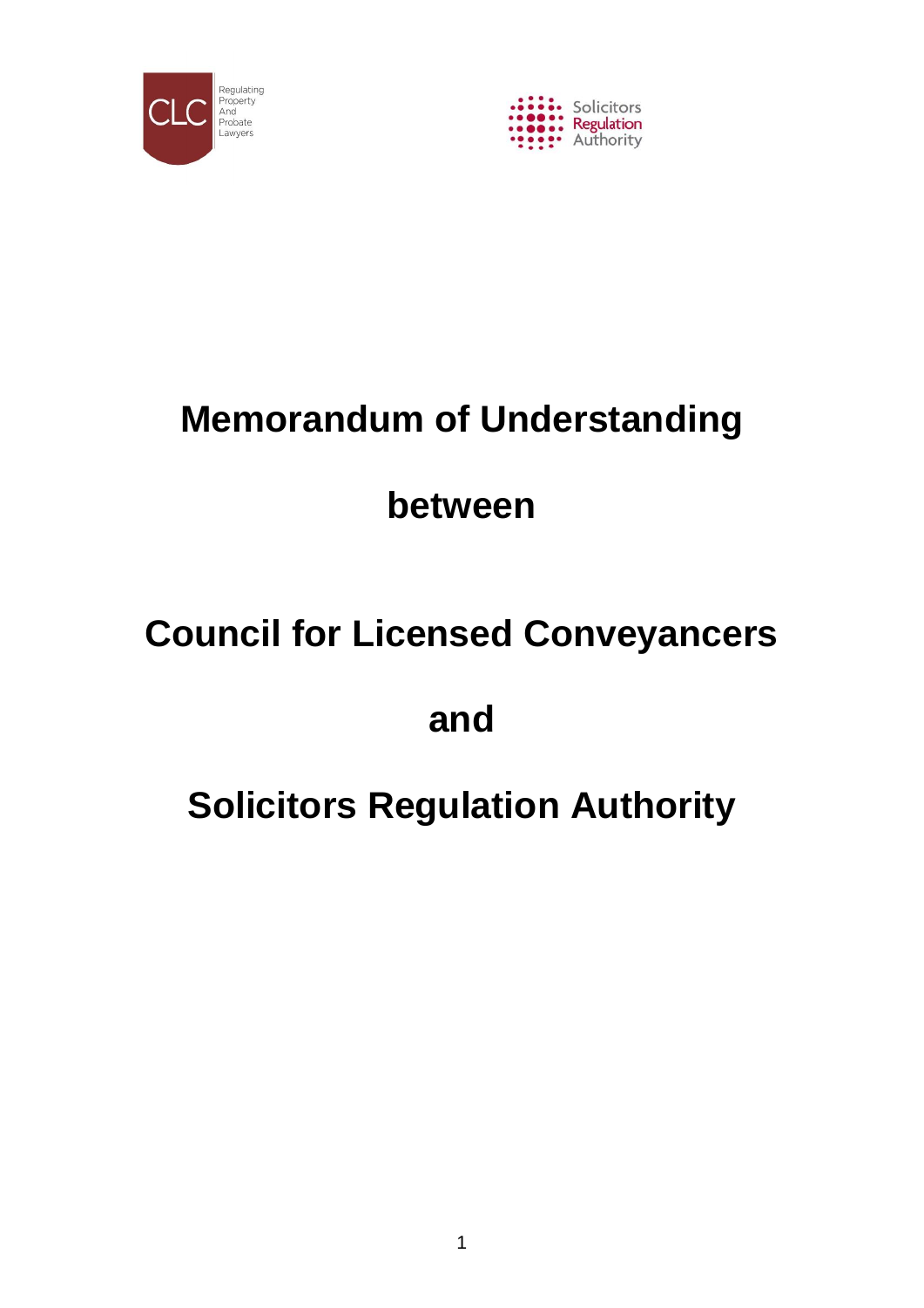# Memorandum of Understanding

# between

# Council for Licensed Conveyancers

# and

# Solicitors Regulation Authority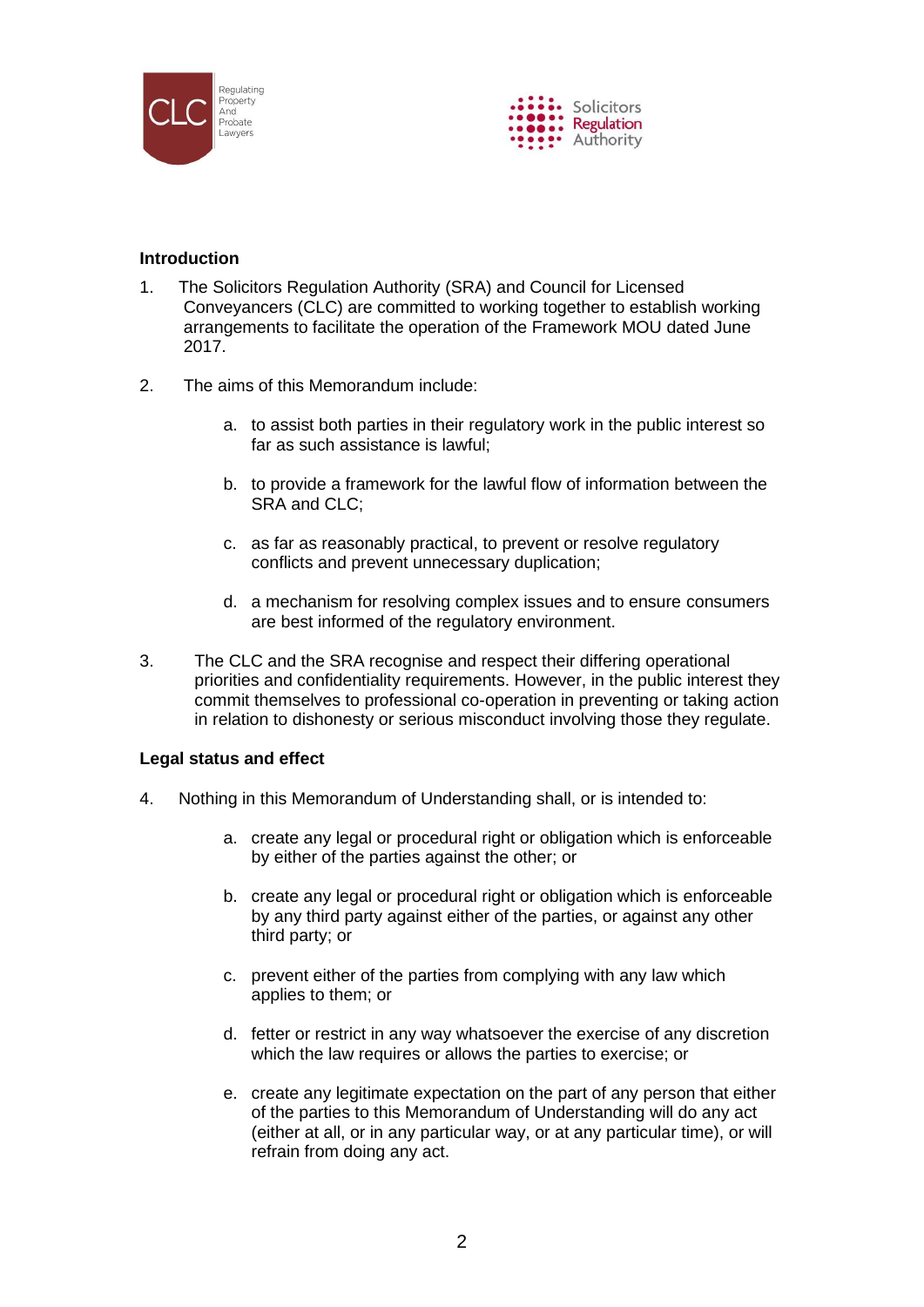## Introduction

1. The Solicitors Regulation Authority (SRA) and Council for Licensed Conveyancers (CLC) are committed to working together to establish working arrangements to facilitate the operation of the Framework MOU dated June 2017.

2. The aims of this Memorandum include:

   a. to assist both parties in their regulatory work in the public interest so far as such assistance is lawful;

   b. to provide a framework for the lawful flow of information between the SRA and CLC;

   c. as far as reasonably practical, to prevent or resolve regulatory conflicts and prevent unnecessary duplication;

   d. a mechanism for resolving complex issues and to ensure consumers are best informed of the regulatory environment.

3. The CLC and the SRA recognise and respect their differing operational priorities and confidentiality requirements. However, in the public interest they commit themselves to professional co-operation in preventing or taking action in relation to dishonesty or serious misconduct involving those they regulate.

## Legal status and effect

4. Nothing in this Memorandum of Understanding shall, or is intended to:

   a. create any legal or procedural right or obligation which is enforceable by either of the parties against the other; or

   b. create any legal or procedural right or obligation which is enforceable by any third party against either of the parties, or against any other third party; or

   c. prevent either of the parties from complying with any law which applies to them; or

   d. fetter or restrict in any way whatsoever the exercise of any discretion which the law requires or allows the parties to exercise; or

   e. create any legitimate expectation on the part of any person that either of the parties to this Memorandum of Understanding will do any act (either at all, or in any particular way, or at any particular time), or will refrain from doing any act.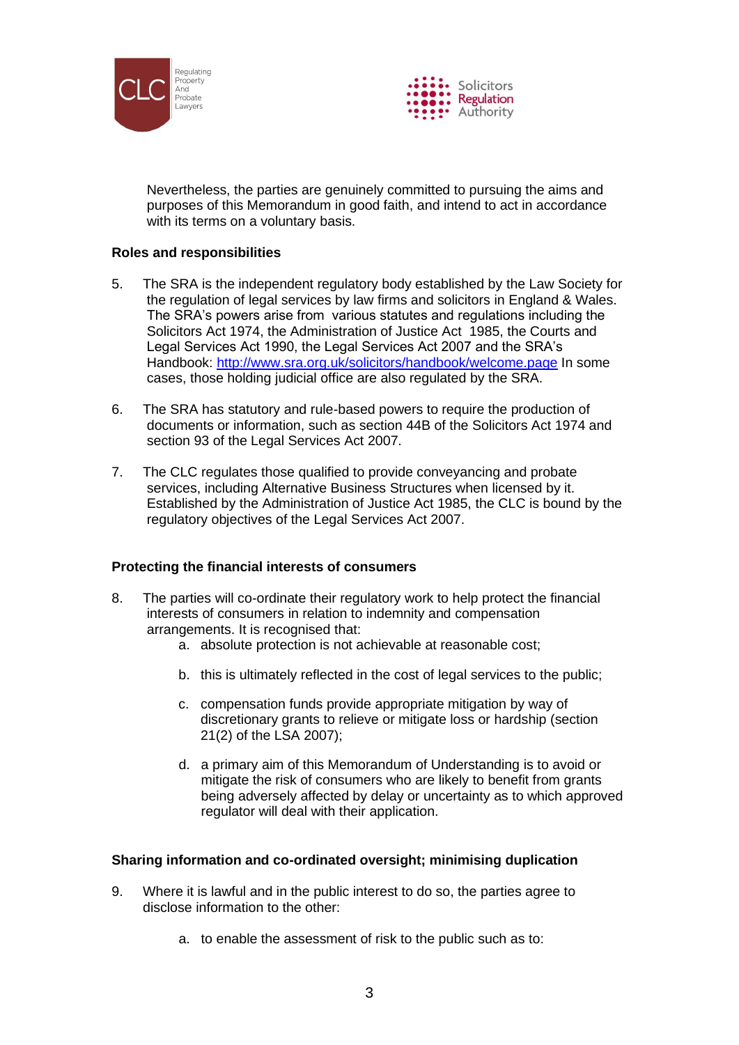Nevertheless, the parties are genuinely committed to pursuing the aims and purposes of this Memorandum in good faith, and intend to act in accordance with its terms on a voluntary basis.

**Roles and responsibilities**

5. The SRA is the independent regulatory body established by the Law Society for the regulation of legal services by law firms and solicitors in England & Wales. The SRA's powers arise from various statutes and regulations including the Solicitors Act 1974, the Administration of Justice Act 1985, the Courts and Legal Services Act 1990, the Legal Services Act 2007 and the SRA's Handbook: [http://www.sra.org.uk/solicitors/handbook/welcome.page](http://www.sra.org.uk/solicitors/handbook/welcome.page) In some cases, those holding judicial office are also regulated by the SRA.

6. The SRA has statutory and rule-based powers to require the production of documents or information, such as section 44B of the Solicitors Act 1974 and section 93 of the Legal Services Act 2007.

7. The CLC regulates those qualified to provide conveyancing and probate services, including Alternative Business Structures when licensed by it. Established by the Administration of Justice Act 1985, the CLC is bound by the regulatory objectives of the Legal Services Act 2007.

**Protecting the financial interests of consumers**

8. The parties will co-ordinate their regulatory work to help protect the financial interests of consumers in relation to indemnity and compensation arrangements. It is recognised that:
    a. absolute protection is not achievable at reasonable cost;
    b. this is ultimately reflected in the cost of legal services to the public;
    c. compensation funds provide appropriate mitigation by way of discretionary grants to relieve or mitigate loss or hardship (section 21(2) of the LSA 2007);
    d. a primary aim of this Memorandum of Understanding is to avoid or mitigate the risk of consumers who are likely to benefit from grants being adversely affected by delay or uncertainty as to which approved regulator will deal with their application.

**Sharing information and co-ordinated oversight; minimising duplication**

9. Where it is lawful and in the public interest to do so, the parties agree to disclose information to the other:
    a. to enable the assessment of risk to the public such as to: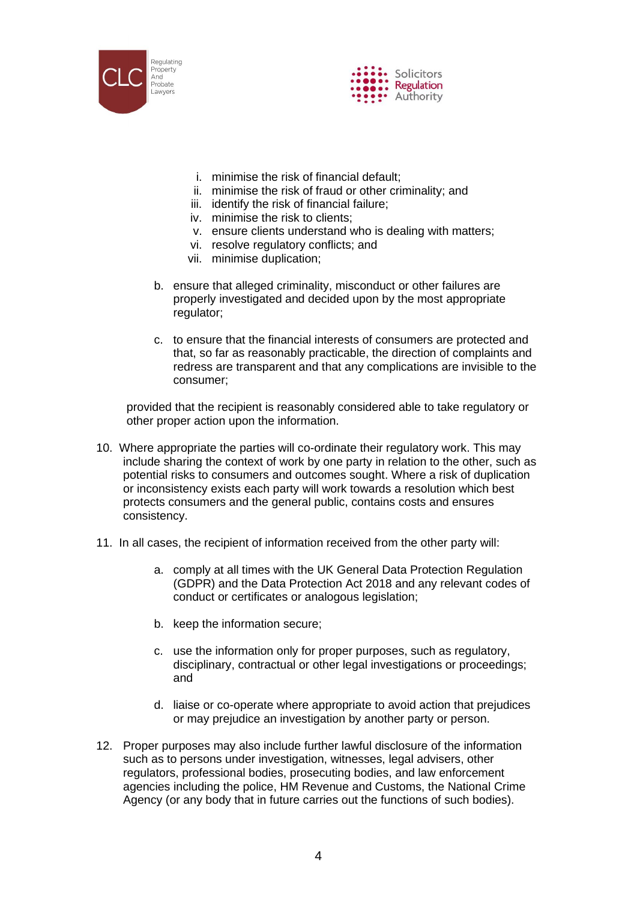i. minimise the risk of financial default;
   ii. minimise the risk of fraud or other criminality; and
   iii. identify the risk of financial failure;
   iv. minimise the risk to clients;
   v. ensure clients understand who is dealing with matters;
   vi. resolve regulatory conflicts; and
   vii. minimise duplication;

b. ensure that alleged criminality, misconduct or other failures are properly investigated and decided upon by the most appropriate regulator;

c. to ensure that the financial interests of consumers are protected and that, so far as reasonably practicable, the direction of complaints and redress are transparent and that any complications are invisible to the consumer;

provided that the recipient is reasonably considered able to take regulatory or other proper action upon the information.

10. Where appropriate the parties will co-ordinate their regulatory work. This may include sharing the context of work by one party in relation to the other, such as potential risks to consumers and outcomes sought. Where a risk of duplication or inconsistency exists each party will work towards a resolution which best protects consumers and the general public, contains costs and ensures consistency.

11. In all cases, the recipient of information received from the other party will:

    a. comply at all times with the UK General Data Protection Regulation (GDPR) and the Data Protection Act 2018 and any relevant codes of conduct or certificates or analogous legislation;

    b. keep the information secure;

    c. use the information only for proper purposes, such as regulatory, disciplinary, contractual or other legal investigations or proceedings; and

    d. liaise or co-operate where appropriate to avoid action that prejudices or may prejudice an investigation by another party or person.

12. Proper purposes may also include further lawful disclosure of the information such as to persons under investigation, witnesses, legal advisers, other regulators, professional bodies, prosecuting bodies, and law enforcement agencies including the police, HM Revenue and Customs, the National Crime Agency (or any body that in future carries out the functions of such bodies).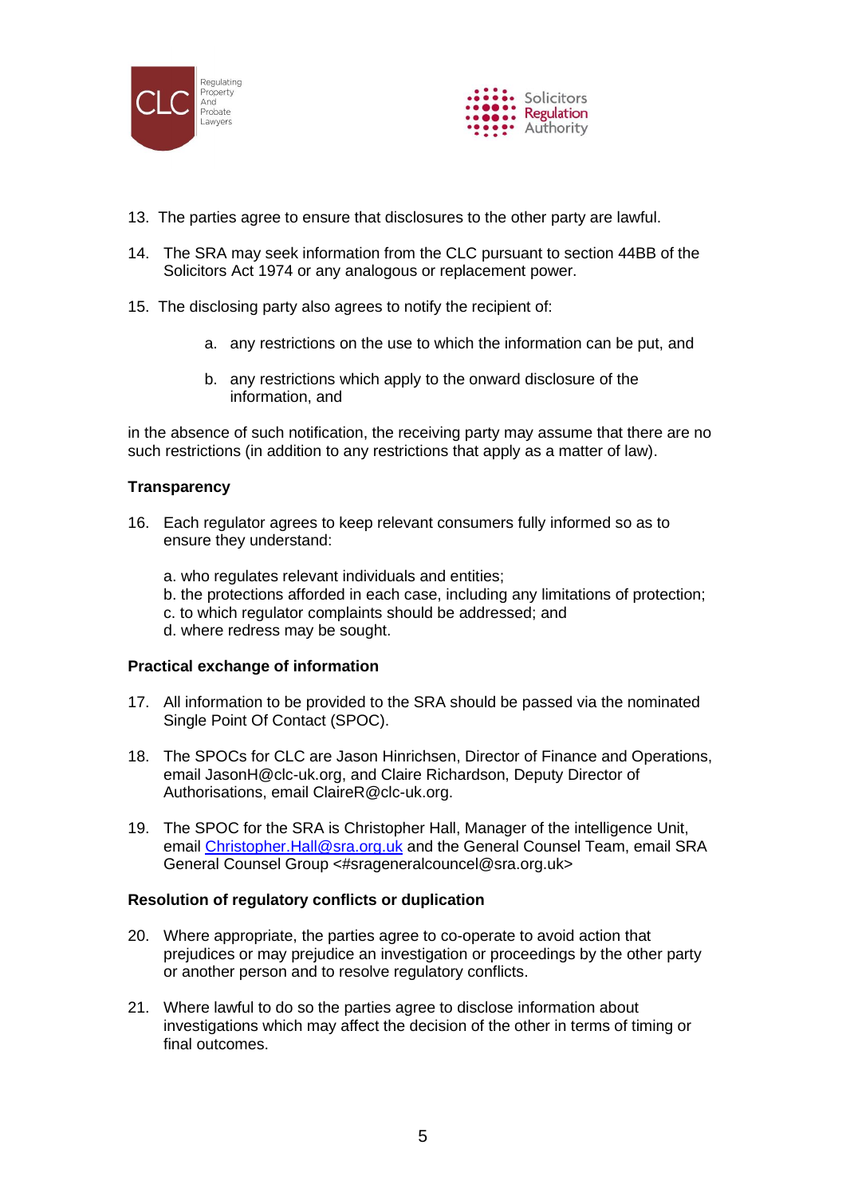13. The parties agree to ensure that disclosures to the other party are lawful.

14. The SRA may seek information from the CLC pursuant to section 44BB of the Solicitors Act 1974 or any analogous or replacement power.

15. The disclosing party also agrees to notify the recipient of:

    a. any restrictions on the use to which the information can be put, and

    b. any restrictions which apply to the onward disclosure of the information, and

in the absence of such notification, the receiving party may assume that there are no such restrictions (in addition to any restrictions that apply as a matter of law).

**Transparency**

16. Each regulator agrees to keep relevant consumers fully informed so as to ensure they understand:

    a. who regulates relevant individuals and entities;
    b. the protections afforded in each case, including any limitations of protection;
    c. to which regulator complaints should be addressed; and
    d. where redress may be sought.

**Practical exchange of information**

17. All information to be provided to the SRA should be passed via the nominated Single Point Of Contact (SPOC).

18. The SPOCs for CLC are Jason Hinrichsen, Director of Finance and Operations, email JasonH@clc-uk.org, and Claire Richardson, Deputy Director of Authorisations, email ClaireR@clc-uk.org.

19. The SPOC for the SRA is Christopher Hall, Manager of the intelligence Unit, email Christopher.Hall@sra.org.uk and the General Counsel Team, email SRA General Counsel Group <#srageneralcouncel@sra.org.uk>

**Resolution of regulatory conflicts or duplication**

20. Where appropriate, the parties agree to co-operate to avoid action that prejudices or may prejudice an investigation or proceedings by the other party or another person and to resolve regulatory conflicts.

21. Where lawful to do so the parties agree to disclose information about investigations which may affect the decision of the other in terms of timing or final outcomes.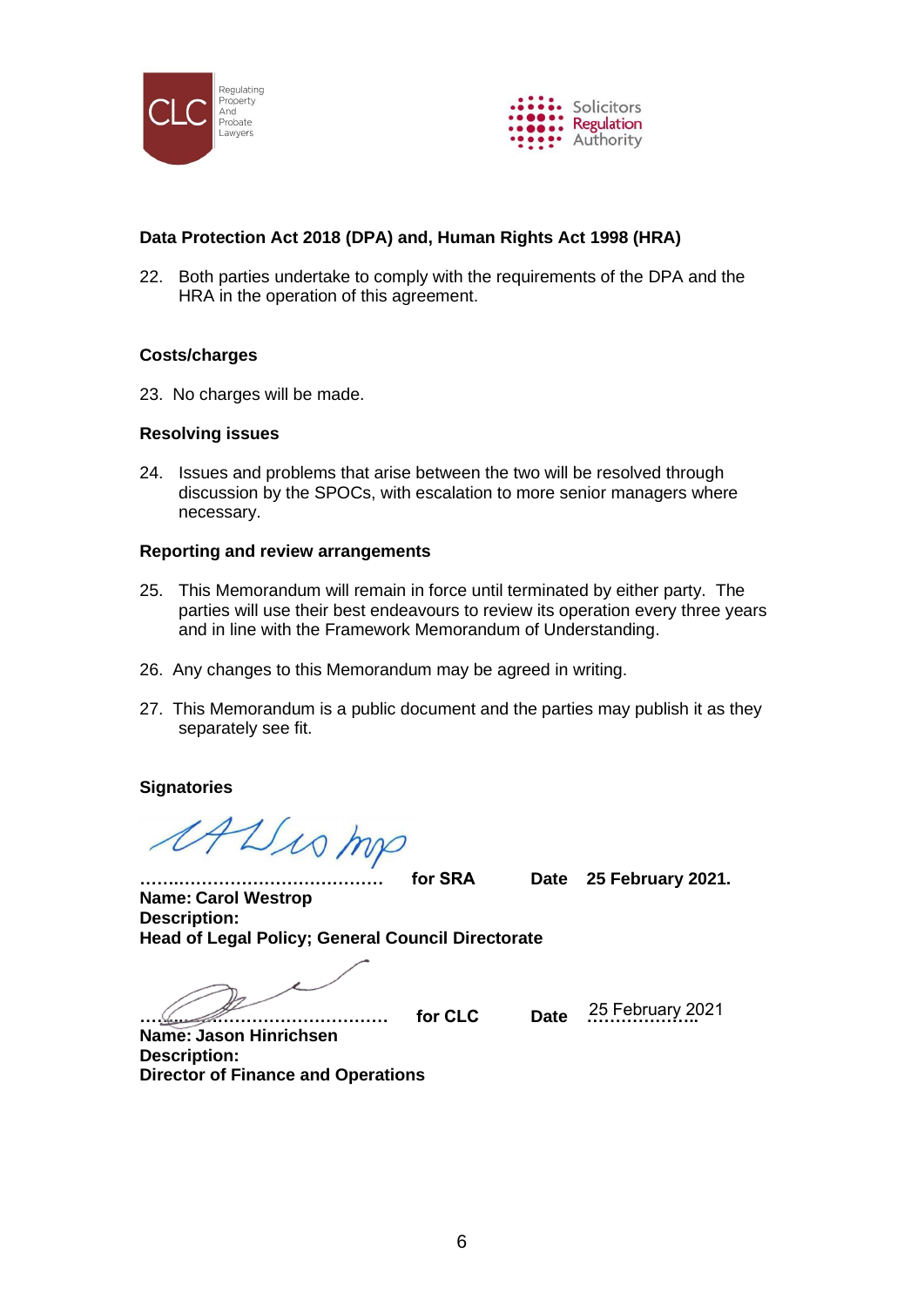### Data Protection Act 2018 (DPA) and, Human Rights Act 1998 (HRA)

22. Both parties undertake to comply with the requirements of the DPA and the HRA in the operation of this agreement.

### Costs/charges

23. No charges will be made.

### Resolving issues

24. Issues and problems that arise between the two will be resolved through discussion by the SPOCs, with escalation to more senior managers where necessary.

### Reporting and review arrangements

25. This Memorandum will remain in force until terminated by either party. The parties will use their best endeavours to review its operation every three years and in line with the Framework Memorandum of Understanding.

26. Any changes to this Memorandum may be agreed in writing.

27. This Memorandum is a public document and the parties may publish it as they separately see fit.

### Signatories

…………………………………… **for SRA** **Date 25 February 2021.**

**Name: Carol Westrop**
**Description:**
**Head of Legal Policy; General Council Directorate**

…………………………………… **for CLC** **Date** 25 February 2021

**Name: Jason Hinrichsen**
**Description:**
**Director of Finance and Operations**